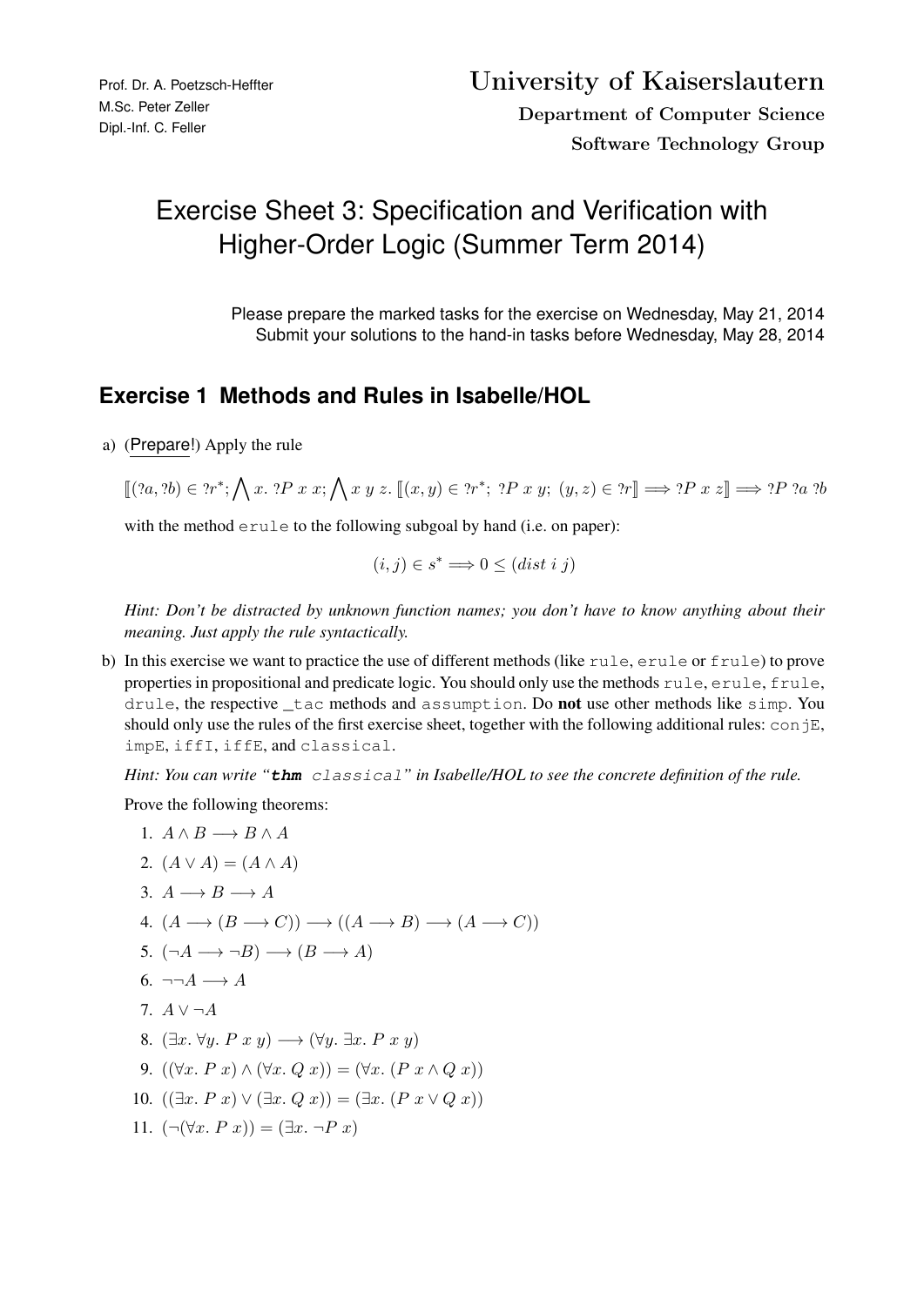Prof. Dr. A. Poetzsch-Heffter
M.Sc. Peter Zeller
Dipl.-Inf. C. Feller

**University of Kaiserslautern**

**Department of Computer Science**

**Software Technology Group**

# Exercise Sheet 3: Specification and Verification with Higher-Order Logic (Summer Term 2014)

Please prepare the marked tasks for the exercise on Wednesday, May 21, 2014
Submit your solutions to the hand-in tasks before Wednesday, May 28, 2014

## Exercise 1 Methods and Rules in Isabelle/HOL

a) (Prepare!) Apply the rule

$$[\![(?a, ?b) \in ?r^*; \bigwedge x.\ ?P\ x\ x; \bigwedge x\ y\ z.\ [\![(x, y) \in ?r^*;\ ?P\ x\ y;\ (y, z) \in ?r]\!] \Longrightarrow ?P\ x\ z]\!] \Longrightarrow ?P\ ?a\ ?b$$

with the method `erule` to the following subgoal by hand (i.e. on paper):

$$(i, j) \in s^* \Longrightarrow 0 \leq (dist\ i\ j)$$

*Hint: Don't be distracted by unknown function names; you don't have to know anything about their meaning. Just apply the rule syntactically.*

b) In this exercise we want to practice the use of different methods (like `rule`, `erule` or `frule`) to prove properties in propositional and predicate logic. You should only use the methods `rule`, `erule`, `frule`, `drule`, the respective _tac methods and `assumption`. Do **not** use other methods like `simp`. You should only use the rules of the first exercise sheet, together with the following additional rules: `conjE`, `impE`, `iffI`, `iffE`, and `classical`.

*Hint: You can write "**thm** classical" in Isabelle/HOL to see the concrete definition of the rule.*

Prove the following theorems:

1. $A \wedge B \longrightarrow B \wedge A$
2. $(A \vee A) = (A \wedge A)$
3. $A \longrightarrow B \longrightarrow A$
4. $(A \longrightarrow (B \longrightarrow C)) \longrightarrow ((A \longrightarrow B) \longrightarrow (A \longrightarrow C))$
5. $(\neg A \longrightarrow \neg B) \longrightarrow (B \longrightarrow A)$
6. $\neg\neg A \longrightarrow A$
7. $A \vee \neg A$
8. $(\exists x.\ \forall y.\ P\ x\ y) \longrightarrow (\forall y.\ \exists x.\ P\ x\ y)$
9. $((\forall x.\ P\ x) \wedge (\forall x.\ Q\ x)) = (\forall x.\ (P\ x \wedge Q\ x))$
10. $((\exists x.\ P\ x) \vee (\exists x.\ Q\ x)) = (\exists x.\ (P\ x \vee Q\ x))$
11. $(\neg(\forall x.\ P\ x)) = (\exists x.\ \neg P\ x)$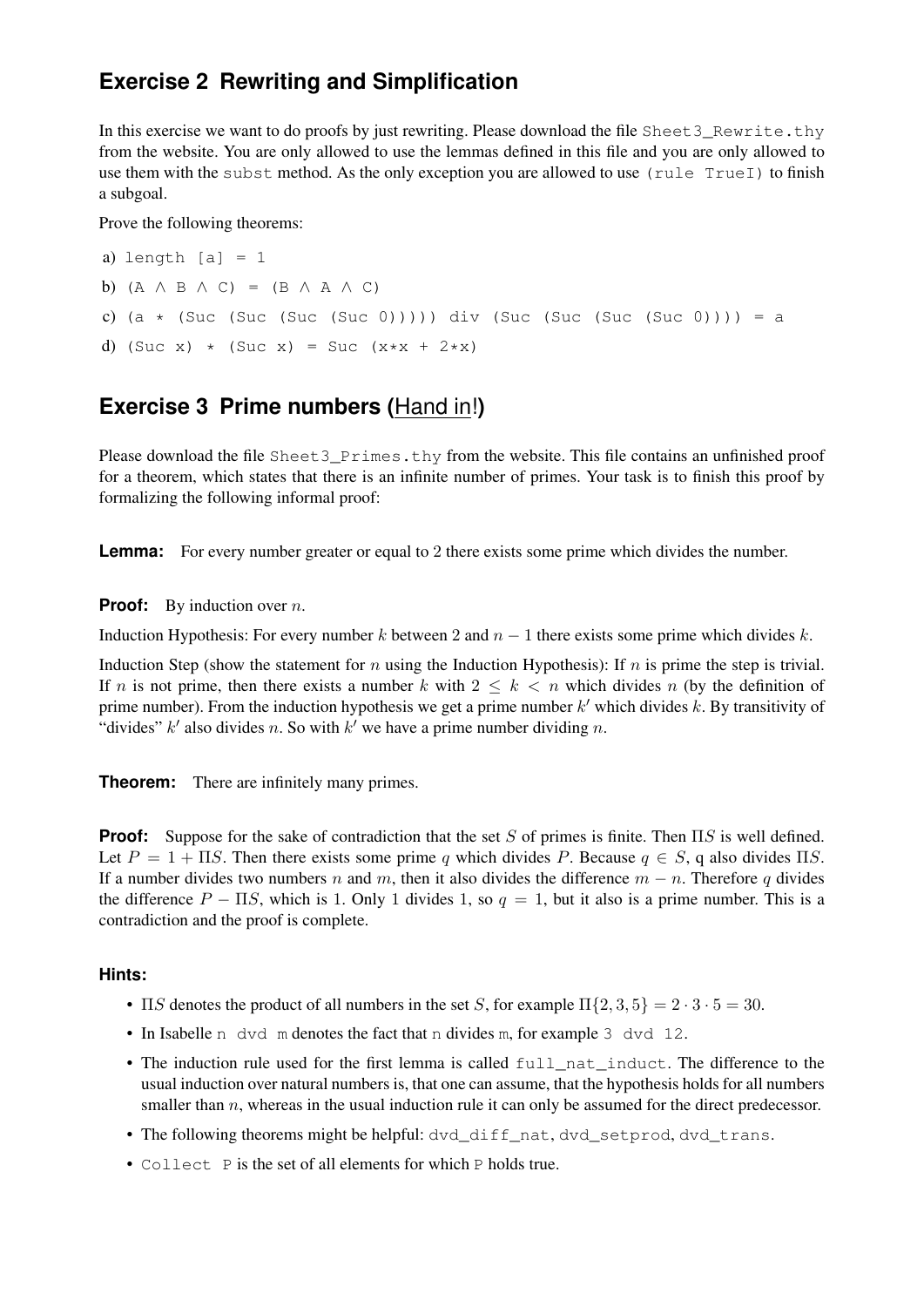## Exercise 2 Rewriting and Simplification

In this exercise we want to do proofs by just rewriting. Please download the file `Sheet3_Rewrite.thy` from the website. You are only allowed to use the lemmas defined in this file and you are only allowed to use them with the `subst` method. As the only exception you are allowed to use `(rule TrueI)` to finish a subgoal.

Prove the following theorems:

a) `length [a] = 1`

b) `(A ∧ B ∧ C) = (B ∧ A ∧ C)`

c) `(a * (Suc (Suc (Suc (Suc 0))))) div (Suc (Suc (Suc (Suc 0)))) = a`

d) `(Suc x) * (Suc x) = Suc (x*x + 2*x)`

## Exercise 3 Prime numbers (Hand in!)

Please download the file `Sheet3_Primes.thy` from the website. This file contains an unfinished proof for a theorem, which states that there is an infinite number of primes. Your task is to finish this proof by formalizing the following informal proof:

**Lemma:** For every number greater or equal to 2 there exists some prime which divides the number.

**Proof:** By induction over $n$.

Induction Hypothesis: For every number $k$ between 2 and $n - 1$ there exists some prime which divides $k$.

Induction Step (show the statement for $n$ using the Induction Hypothesis): If $n$ is prime the step is trivial. If $n$ is not prime, then there exists a number $k$ with $2 \leq k < n$ which divides $n$ (by the definition of prime number). From the induction hypothesis we get a prime number $k'$ which divides $k$. By transitivity of "divides" $k'$ also divides $n$. So with $k'$ we have a prime number dividing $n$.

**Theorem:** There are infinitely many primes.

**Proof:** Suppose for the sake of contradiction that the set $S$ of primes is finite. Then $\Pi S$ is well defined. Let $P = 1 + \Pi S$. Then there exists some prime $q$ which divides $P$. Because $q \in S$, q also divides $\Pi S$. If a number divides two numbers $n$ and $m$, then it also divides the difference $m - n$. Therefore $q$ divides the difference $P - \Pi S$, which is 1. Only 1 divides 1, so $q = 1$, but it also is a prime number. This is a contradiction and the proof is complete.

### Hints:

- $\Pi S$ denotes the product of all numbers in the set $S$, for example $\Pi\{2, 3, 5\} = 2 \cdot 3 \cdot 5 = 30$.
- In Isabelle `n dvd m` denotes the fact that `n` divides `m`, for example `3 dvd 12`.
- The induction rule used for the first lemma is called `full_nat_induct`. The difference to the usual induction over natural numbers is, that one can assume, that the hypothesis holds for all numbers smaller than $n$, whereas in the usual induction rule it can only be assumed for the direct predecessor.
- The following theorems might be helpful: `dvd_diff_nat`, `dvd_setprod`, `dvd_trans`.
- `Collect P` is the set of all elements for which `P` holds true.